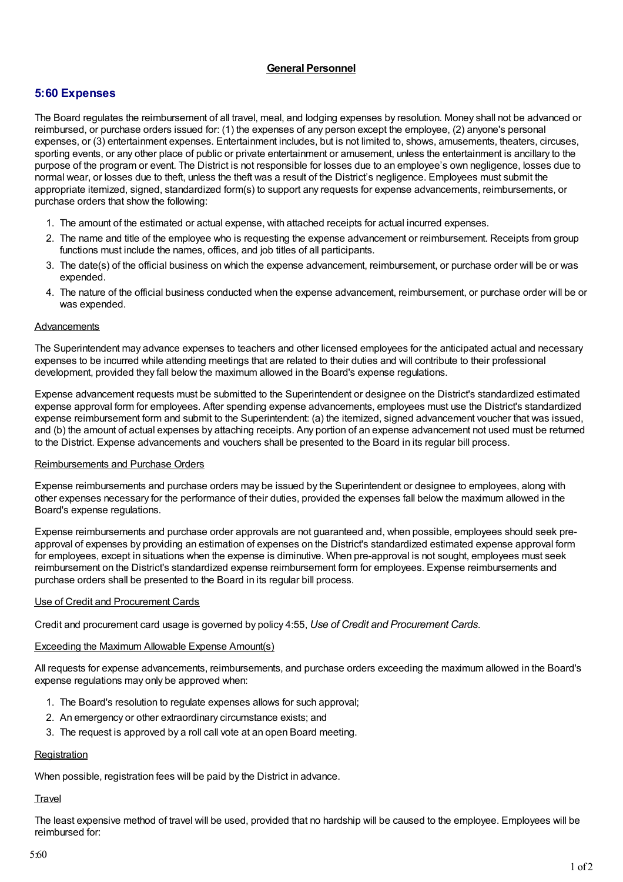**General Personnel**

## 5:60 Expenses

The Board regulates the reimbursement of all travel, meal, and lodging expenses by resolution. Money shall not be advanced or reimbursed, or purchase orders issued for: (1) the expenses of any person except the employee, (2) anyone's personal expenses, or (3) entertainment expenses. Entertainment includes, but is not limited to, shows, amusements, theaters, circuses, sporting events, or any other place of public or private entertainment or amusement, unless the entertainment is ancillary to the purpose of the program or event. The District is not responsible for losses due to an employee's own negligence, losses due to normal wear, or losses due to theft, unless the theft was a result of the District's negligence. Employees must submit the appropriate itemized, signed, standardized form(s) to support any requests for expense advancements, reimbursements, or purchase orders that show the following:

1. The amount of the estimated or actual expense, with attached receipts for actual incurred expenses.
2. The name and title of the employee who is requesting the expense advancement or reimbursement. Receipts from group functions must include the names, offices, and job titles of all participants.
3. The date(s) of the official business on which the expense advancement, reimbursement, or purchase order will be or was expended.
4. The nature of the official business conducted when the expense advancement, reimbursement, or purchase order will be or was expended.

### Advancements

The Superintendent may advance expenses to teachers and other licensed employees for the anticipated actual and necessary expenses to be incurred while attending meetings that are related to their duties and will contribute to their professional development, provided they fall below the maximum allowed in the Board's expense regulations.

Expense advancement requests must be submitted to the Superintendent or designee on the District's standardized estimated expense approval form for employees. After spending expense advancements, employees must use the District's standardized expense reimbursement form and submit to the Superintendent: (a) the itemized, signed advancement voucher that was issued, and (b) the amount of actual expenses by attaching receipts. Any portion of an expense advancement not used must be returned to the District. Expense advancements and vouchers shall be presented to the Board in its regular bill process.

### Reimbursements and Purchase Orders

Expense reimbursements and purchase orders may be issued by the Superintendent or designee to employees, along with other expenses necessary for the performance of their duties, provided the expenses fall below the maximum allowed in the Board's expense regulations.

Expense reimbursements and purchase order approvals are not guaranteed and, when possible, employees should seek pre-approval of expenses by providing an estimation of expenses on the District's standardized estimated expense approval form for employees, except in situations when the expense is diminutive. When pre-approval is not sought, employees must seek reimbursement on the District's standardized expense reimbursement form for employees. Expense reimbursements and purchase orders shall be presented to the Board in its regular bill process.

### Use of Credit and Procurement Cards

Credit and procurement card usage is governed by policy 4:55, *Use of Credit and Procurement Cards.*

### Exceeding the Maximum Allowable Expense Amount(s)

All requests for expense advancements, reimbursements, and purchase orders exceeding the maximum allowed in the Board's expense regulations may only be approved when:

1. The Board's resolution to regulate expenses allows for such approval;
2. An emergency or other extraordinary circumstance exists; and
3. The request is approved by a roll call vote at an open Board meeting.

### Registration

When possible, registration fees will be paid by the District in advance.

### Travel

The least expensive method of travel will be used, provided that no hardship will be caused to the employee. Employees will be reimbursed for: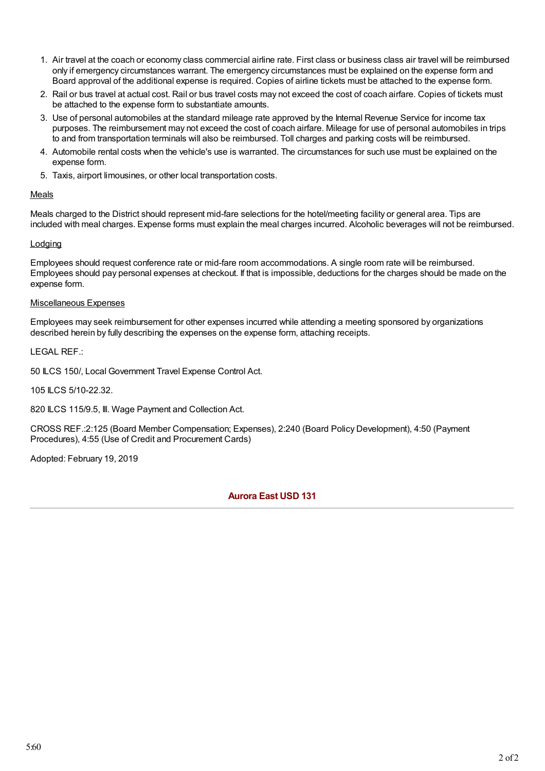1. Air travel at the coach or economy class commercial airline rate. First class or business class air travel will be reimbursed only if emergency circumstances warrant. The emergency circumstances must be explained on the expense form and Board approval of the additional expense is required. Copies of airline tickets must be attached to the expense form.
2. Rail or bus travel at actual cost. Rail or bus travel costs may not exceed the cost of coach airfare. Copies of tickets must be attached to the expense form to substantiate amounts.
3. Use of personal automobiles at the standard mileage rate approved by the Internal Revenue Service for income tax purposes. The reimbursement may not exceed the cost of coach airfare. Mileage for use of personal automobiles in trips to and from transportation terminals will also be reimbursed. Toll charges and parking costs will be reimbursed.
4. Automobile rental costs when the vehicle's use is warranted. The circumstances for such use must be explained on the expense form.
5. Taxis, airport limousines, or other local transportation costs.

Meals

Meals charged to the District should represent mid-fare selections for the hotel/meeting facility or general area. Tips are included with meal charges. Expense forms must explain the meal charges incurred. Alcoholic beverages will not be reimbursed.

Lodging

Employees should request conference rate or mid-fare room accommodations. A single room rate will be reimbursed. Employees should pay personal expenses at checkout. If that is impossible, deductions for the charges should be made on the expense form.

Miscellaneous Expenses

Employees may seek reimbursement for other expenses incurred while attending a meeting sponsored by organizations described herein by fully describing the expenses on the expense form, attaching receipts.

LEGAL REF.:

50 ILCS 150/, Local Government Travel Expense Control Act.

105 ILCS 5/10-22.32.

820 ILCS 115/9.5, Ill. Wage Payment and Collection Act.

CROSS REF.:2:125 (Board Member Compensation; Expenses), 2:240 (Board Policy Development), 4:50 (Payment Procedures), 4:55 (Use of Credit and Procurement Cards)

Adopted: February 19, 2019

**Aurora East USD 131**